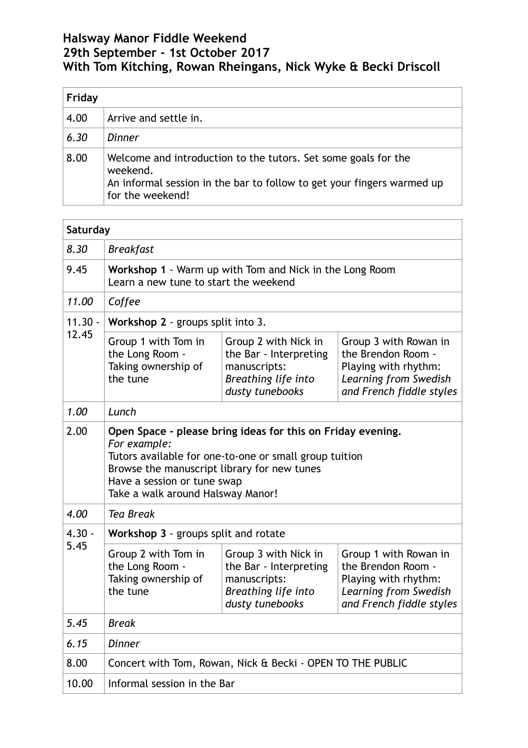# Halsway Manor Fiddle Weekend
# 29th September - 1st October 2017
# With Tom Kitching, Rowan Rheingans, Nick Wyke & Becki Driscoll

| **Friday** | |
|---|---|
| 4.00 | Arrive and settle in. |
| *6.30* | *Dinner* |
| 8.00 | Welcome and introduction to the tutors. Set some goals for the weekend.<br>An informal session in the bar to follow to get your fingers warmed up for the weekend! |

| **Saturday** | | | |
|---|---|---|---|
| *8.30* | *Breakfast* | | |
| 9.45 | **Workshop 1** - Warm up with Tom and Nick in the Long Room<br>Learn a new tune to start the weekend | | |
| *11.00* | *Coffee* | | |
| 11.30 - 12.45 | **Workshop 2** - groups split into 3. | | |
| | Group 1 with Tom in the Long Room - Taking ownership of the tune | Group 2 with Nick in the Bar - Interpreting manuscripts: *Breathing life into dusty tunebooks* | Group 3 with Rowan in the Brendon Room - Playing with rhythm: *Learning from Swedish and French fiddle styles* |
| *1.00* | *Lunch* | | |
| 2.00 | **Open Space - please bring ideas for this on Friday evening.**<br>*For example:*<br>Tutors available for one-to-one or small group tuition<br>Browse the manuscript library for new tunes<br>Have a session or tune swap<br>Take a walk around Halsway Manor! | | |
| *4.00* | *Tea Break* | | |
| 4.30 - 5.45 | **Workshop 3** - groups split and rotate | | |
| | Group 2 with Tom in the Long Room - Taking ownership of the tune | Group 3 with Nick in the Bar - Interpreting manuscripts: *Breathing life into dusty tunebooks* | Group 1 with Rowan in the Brendon Room - Playing with rhythm: *Learning from Swedish and French fiddle styles* |
| *5.45* | *Break* | | |
| *6.15* | *Dinner* | | |
| 8.00 | Concert with Tom, Rowan, Nick & Becki - OPEN TO THE PUBLIC | | |
| 10.00 | Informal session in the Bar | | |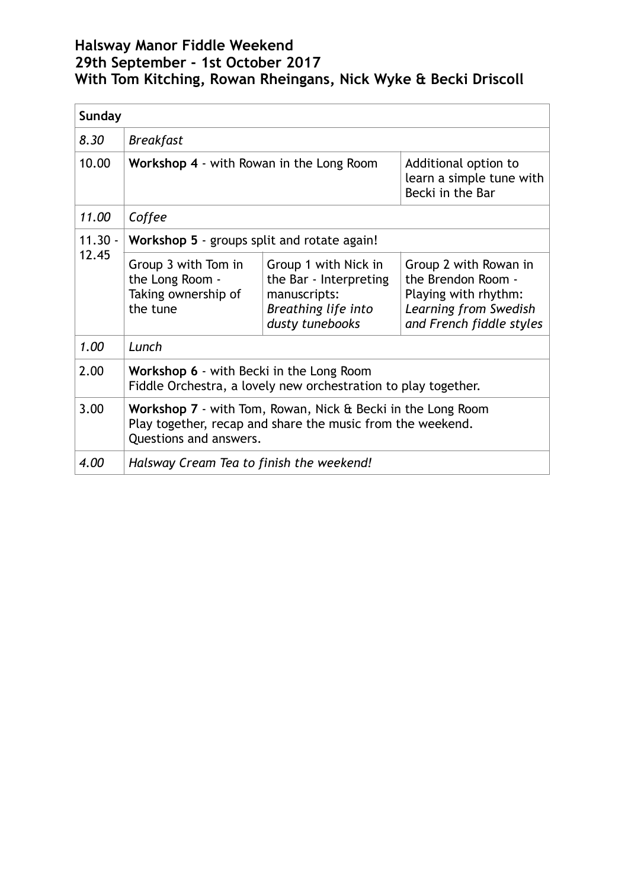**Halsway Manor Fiddle Weekend**
**29th September - 1st October 2017**
**With Tom Kitching, Rowan Rheingans, Nick Wyke & Becki Driscoll**

| **Sunday** | | | |
|---|---|---|---|
| *8.30* | *Breakfast* | | |
| 10.00 | **Workshop 4** - with Rowan in the Long Room | | Additional option to learn a simple tune with Becki in the Bar |
| *11.00* | *Coffee* | | |
| 11.30 - 12.45 | **Workshop 5** - groups split and rotate again! | | |
| | Group 3 with Tom in the Long Room - Taking ownership of the tune | Group 1 with Nick in the Bar - Interpreting manuscripts: *Breathing life into dusty tunebooks* | Group 2 with Rowan in the Brendon Room - Playing with rhythm: *Learning from Swedish and French fiddle styles* |
| *1.00* | *Lunch* | | |
| 2.00 | **Workshop 6** - with Becki in the Long Room<br>Fiddle Orchestra, a lovely new orchestration to play together. | | |
| 3.00 | **Workshop 7** - with Tom, Rowan, Nick & Becki in the Long Room<br>Play together, recap and share the music from the weekend.<br>Questions and answers. | | |
| *4.00* | *Halsway Cream Tea to finish the weekend!* | | |